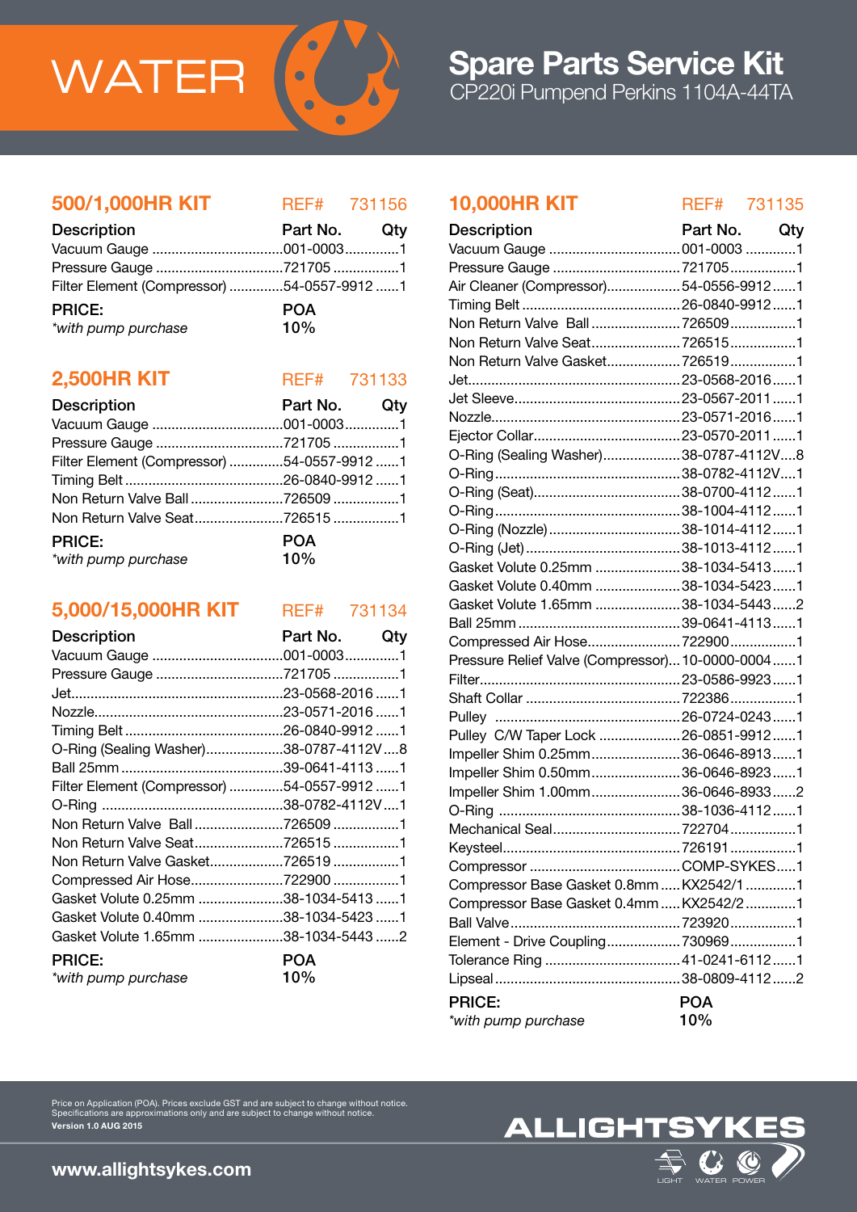# WATER

## Spare Parts Service Kit

CP220i Pumpend Perkins 1104A-44TA

### 500/1,000HR KIT

REF# 731156

| Description | Part No. | Qty |
| --- | --- | --- |
| Vacuum Gauge | 001-0003 | 1 |
| Pressure Gauge | 721705 | 1 |
| Filter Element (Compressor) | 54-0557-9912 | 1 |

**PRICE:** POA
*with pump purchase* 10%

### 2,500HR KIT

REF# 731133

| Description | Part No. | Qty |
| --- | --- | --- |
| Vacuum Gauge | 001-0003 | 1 |
| Pressure Gauge | 721705 | 1 |
| Filter Element (Compressor) | 54-0557-9912 | 1 |
| Timing Belt | 26-0840-9912 | 1 |
| Non Return Valve Ball | 726509 | 1 |
| Non Return Valve Seat | 726515 | 1 |

**PRICE:** POA
*with pump purchase* 10%

### 5,000/15,000HR KIT

REF# 731134

| Description | Part No. | Qty |
| --- | --- | --- |
| Vacuum Gauge | 001-0003 | 1 |
| Pressure Gauge | 721705 | 1 |
| Jet | 23-0568-2016 | 1 |
| Nozzle | 23-0571-2016 | 1 |
| Timing Belt | 26-0840-9912 | 1 |
| O-Ring (Sealing Washer) | 38-0787-4112V | 8 |
| Ball 25mm | 39-0641-4113 | 1 |
| Filter Element (Compressor) | 54-0557-9912 | 1 |
| O-Ring | 38-0782-4112V | 1 |
| Non Return Valve Ball | 726509 | 1 |
| Non Return Valve Seat | 726515 | 1 |
| Non Return Valve Gasket | 726519 | 1 |
| Compressed Air Hose | 722900 | 1 |
| Gasket Volute 0.25mm | 38-1034-5413 | 1 |
| Gasket Volute 0.40mm | 38-1034-5423 | 1 |
| Gasket Volute 1.65mm | 38-1034-5443 | 2 |

**PRICE:** POA
*with pump purchase* 10%

### 10,000HR KIT

REF# 731135

| Description | Part No. | Qty |
| --- | --- | --- |
| Vacuum Gauge | 001-0003 | 1 |
| Pressure Gauge | 721705 | 1 |
| Air Cleaner (Compressor) | 54-0556-9912 | 1 |
| Timing Belt | 26-0840-9912 | 1 |
| Non Return Valve Ball | 726509 | 1 |
| Non Return Valve Seat | 726515 | 1 |
| Non Return Valve Gasket | 726519 | 1 |
| Jet | 23-0568-2016 | 1 |
| Jet Sleeve | 23-0567-2011 | 1 |
| Nozzle | 23-0571-2016 | 1 |
| Ejector Collar | 23-0570-2011 | 1 |
| O-Ring (Sealing Washer) | 38-0787-4112V | 8 |
| O-Ring | 38-0782-4112V | 1 |
| O-Ring (Seat) | 38-0700-4112 | 1 |
| O-Ring | 38-1004-4112 | 1 |
| O-Ring (Nozzle) | 38-1014-4112 | 1 |
| O-Ring (Jet) | 38-1013-4112 | 1 |
| Gasket Volute 0.25mm | 38-1034-5413 | 1 |
| Gasket Volute 0.40mm | 38-1034-5423 | 1 |
| Gasket Volute 1.65mm | 38-1034-5443 | 2 |
| Ball 25mm | 39-0641-4113 | 1 |
| Compressed Air Hose | 722900 | 1 |
| Pressure Relief Valve (Compressor) | 10-0000-0004 | 1 |
| Filter | 23-0586-9923 | 1 |
| Shaft Collar | 722386 | 1 |
| Pulley | 26-0724-0243 | 1 |
| Pulley C/W Taper Lock | 26-0851-9912 | 1 |
| Impeller Shim 0.25mm | 36-0646-8913 | 1 |
| Impeller Shim 0.50mm | 36-0646-8923 | 1 |
| Impeller Shim 1.00mm | 36-0646-8933 | 2 |
| O-Ring | 38-1036-4112 | 1 |
| Mechanical Seal | 722704 | 1 |
| Keysteel | 726191 | 1 |
| Compressor | COMP-SYKES | 1 |
| Compressor Base Gasket 0.8mm | KX2542/1 | 1 |
| Compressor Base Gasket 0.4mm | KX2542/2 | 1 |
| Ball Valve | 723920 | 1 |
| Element - Drive Coupling | 730969 | 1 |
| Tolerance Ring | 41-0241-6112 | 1 |
| Lipseal | 38-0809-4112 | 2 |

**PRICE:** POA
*with pump purchase* 10%

Price on Application (POA). Prices exclude GST and are subject to change without notice.
Specifications are approximations only and are subject to change without notice.
**Version 1.0 AUG 2015**

**www.allightsykes.com**

ALLIGHTSYKES — LIGHT WATER POWER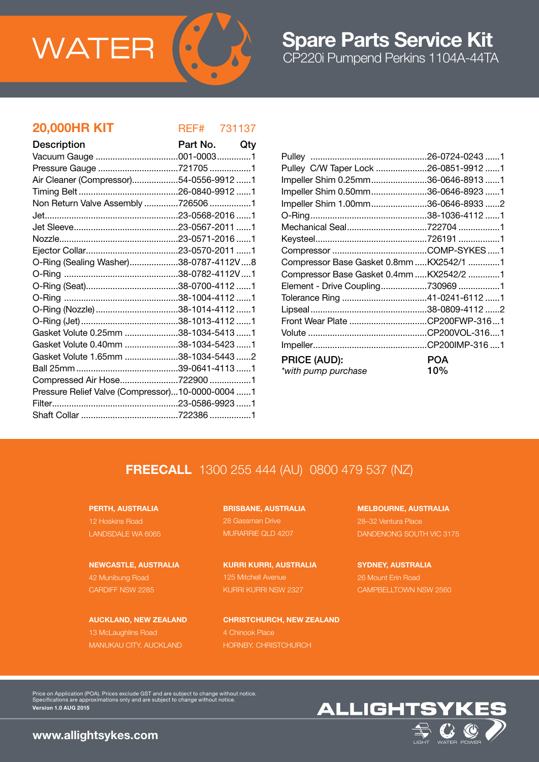WATER

# Spare Parts Service Kit

CP220i Pumpend Perkins 1104A-44TA

## 20,000HR KIT REF# 731137

| Description | Part No. | Qty |
|---|---|---|
| Vacuum Gauge | 001-0003 | 1 |
| Pressure Gauge | 721705 | 1 |
| Air Cleaner (Compressor) | 54-0556-9912 | 1 |
| Timing Belt | 26-0840-9912 | 1 |
| Non Return Valve Assembly | 726506 | 1 |
| Jet | 23-0568-2016 | 1 |
| Jet Sleeve | 23-0567-2011 | 1 |
| Nozzle | 23-0571-2016 | 1 |
| Ejector Collar | 23-0570-2011 | 1 |
| O-Ring (Sealing Washer) | 38-0787-4112V | 8 |
| O-Ring | 38-0782-4112V | 1 |
| O-Ring (Seat) | 38-0700-4112 | 1 |
| O-Ring | 38-1004-4112 | 1 |
| O-Ring (Nozzle) | 38-1014-4112 | 1 |
| O-Ring (Jet) | 38-1013-4112 | 1 |
| Gasket Volute 0.25mm | 38-1034-5413 | 1 |
| Gasket Volute 0.40mm | 38-1034-5423 | 1 |
| Gasket Volute 1.65mm | 38-1034-5443 | 2 |
| Ball 25mm | 39-0641-4113 | 1 |
| Compressed Air Hose | 722900 | 1 |
| Pressure Relief Valve (Compressor) | 10-0000-0004 | 1 |
| Filter | 23-0586-9923 | 1 |
| Shaft Collar | 722386 | 1 |
| Pulley | 26-0724-0243 | 1 |
| Pulley C/W Taper Lock | 26-0851-9912 | 1 |
| Impeller Shim 0.25mm | 36-0646-8913 | 1 |
| Impeller Shim 0.50mm | 36-0646-8923 | 1 |
| Impeller Shim 1.00mm | 36-0646-8933 | 2 |
| O-Ring | 38-1036-4112 | 1 |
| Mechanical Seal | 722704 | 1 |
| Keysteel | 726191 | 1 |
| Compressor | COMP-SYKES | 1 |
| Compressor Base Gasket 0.8mm | KX2542/1 | 1 |
| Compressor Base Gasket 0.4mm | KX2542/2 | 1 |
| Element - Drive Coupling | 730969 | 1 |
| Tolerance Ring | 41-0241-6112 | 1 |
| Lipseal | 38-0809-4112 | 2 |
| Front Wear Plate | CP200FWP-316 | 1 |
| Volute | CP200VOL-316 | 1 |
| Impeller | CP200IMP-316 | 1 |

**PRICE (AUD):** **POA**

*\*with pump purchase* **10%**

**FREECALL** 1300 255 444 (AU) 0800 479 537 (NZ)

**PERTH, AUSTRALIA**
12 Hoskins Road
LANDSDALE WA 6065

**BRISBANE, AUSTRALIA**
28 Gassman Drive
MURARRIE QLD 4207

**MELBOURNE, AUSTRALIA**
28–32 Ventura Place
DANDENONG SOUTH VIC 3175

**NEWCASTLE, AUSTRALIA**
42 Munibung Road
CARDIFF NSW 2285

**KURRI KURRI, AUSTRALIA**
125 Mitchell Avenue
KURRI KURRI NSW 2327

**SYDNEY, AUSTRALIA**
26 Mount Erin Road
CAMPBELLTOWN NSW 2560

**AUCKLAND, NEW ZEALAND**
13 McLaughlins Road
MANUKAU CITY, AUCKLAND

**CHRISTCHURCH, NEW ZEALAND**
4 Chinook Place
HORNBY, CHRISTCHURCH

Price on Application (POA). Prices exclude GST and are subject to change without notice.
Specifications are approximations only and are subject to change without notice.
**Version 1.0 AUG 2015**

**www.allightsykes.com**

ALLIGHTSYKES

LIGHT WATER POWER